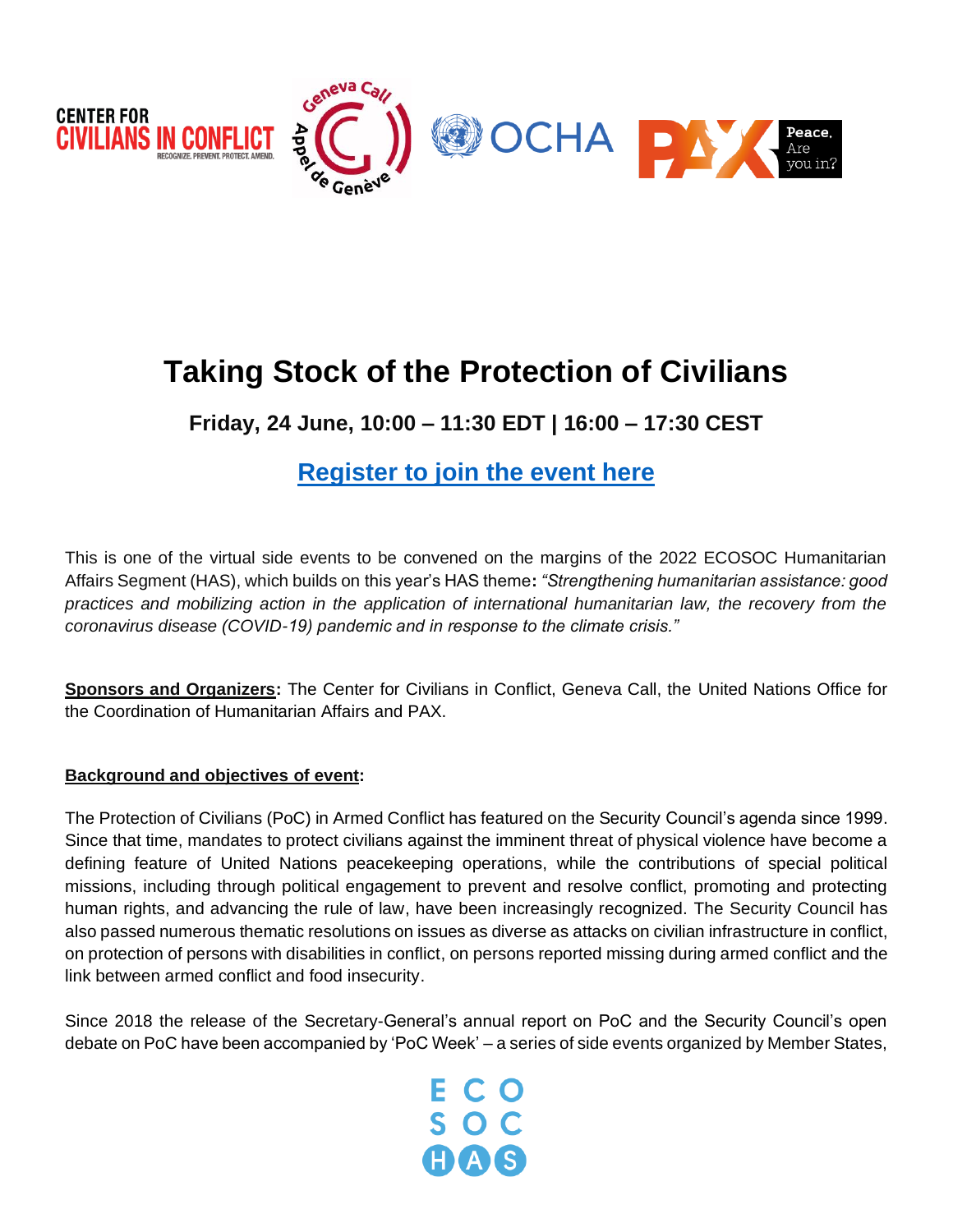# Taking Stock of the Protection of Civilians

### Friday, 24 June, 10:00 – 11:30 EDT | 16:00 – 17:30 CEST

### Register to join the event here

This is one of the virtual side events to be convened on the margins of the 2022 ECOSOC Humanitarian Affairs Segment (HAS), which builds on this year's HAS theme**:** *"Strengthening humanitarian assistance: good practices and mobilizing action in the application of international humanitarian law, the recovery from the coronavirus disease (COVID-19) pandemic and in response to the climate crisis."*

**Sponsors and Organizers:** The Center for Civilians in Conflict, Geneva Call, the United Nations Office for the Coordination of Humanitarian Affairs and PAX.

**Background and objectives of event:**

The Protection of Civilians (PoC) in Armed Conflict has featured on the Security Council's agenda since 1999. Since that time, mandates to protect civilians against the imminent threat of physical violence have become a defining feature of United Nations peacekeeping operations, while the contributions of special political missions, including through political engagement to prevent and resolve conflict, promoting and protecting human rights, and advancing the rule of law, have been increasingly recognized. The Security Council has also passed numerous thematic resolutions on issues as diverse as attacks on civilian infrastructure in conflict, on protection of persons with disabilities in conflict, on persons reported missing during armed conflict and the link between armed conflict and food insecurity.

Since 2018 the release of the Secretary-General's annual report on PoC and the Security Council's open debate on PoC have been accompanied by 'PoC Week' – a series of side events organized by Member States,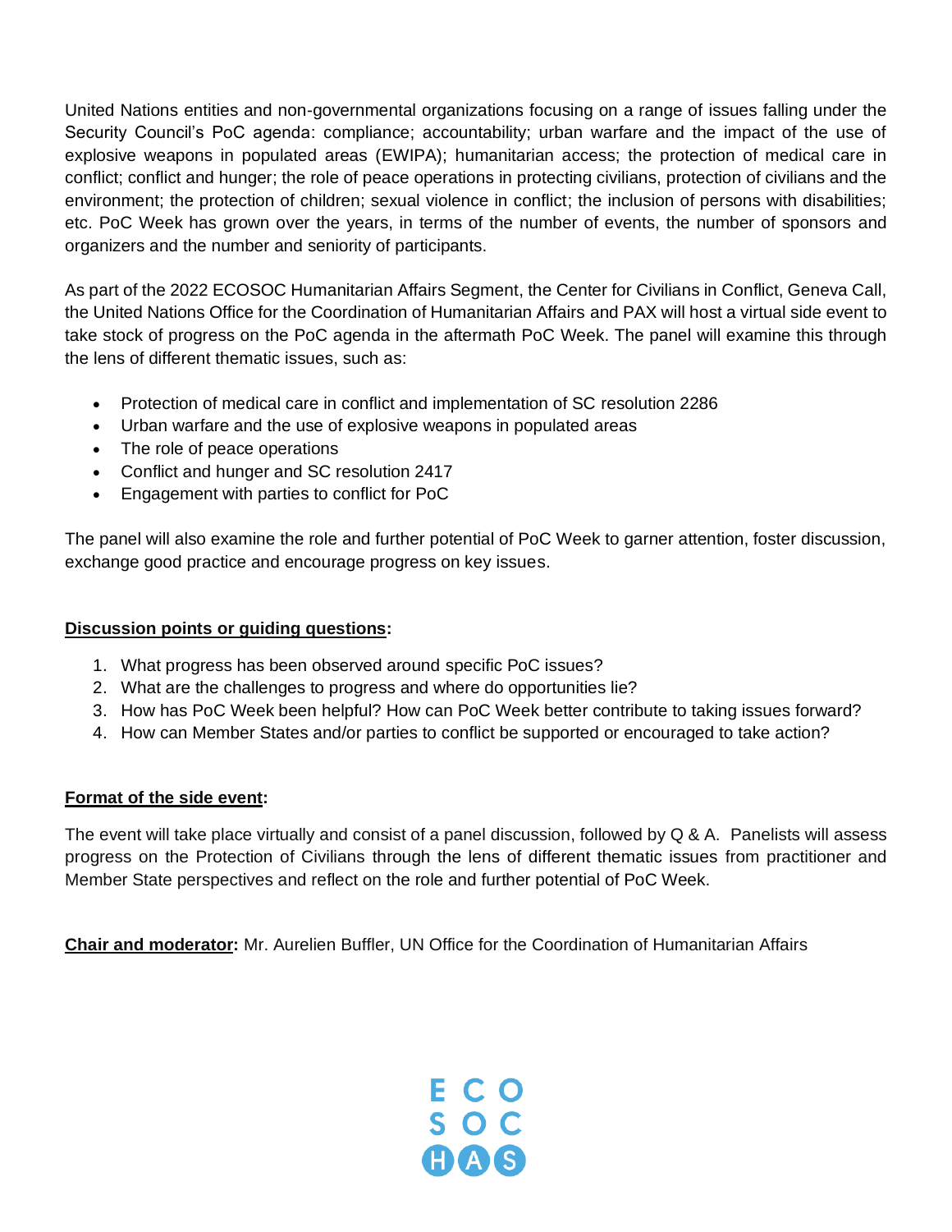United Nations entities and non-governmental organizations focusing on a range of issues falling under the Security Council's PoC agenda: compliance; accountability; urban warfare and the impact of the use of explosive weapons in populated areas (EWIPA); humanitarian access; the protection of medical care in conflict; conflict and hunger; the role of peace operations in protecting civilians, protection of civilians and the environment; the protection of children; sexual violence in conflict; the inclusion of persons with disabilities; etc. PoC Week has grown over the years, in terms of the number of events, the number of sponsors and organizers and the number and seniority of participants.

As part of the 2022 ECOSOC Humanitarian Affairs Segment, the Center for Civilians in Conflict, Geneva Call, the United Nations Office for the Coordination of Humanitarian Affairs and PAX will host a virtual side event to take stock of progress on the PoC agenda in the aftermath PoC Week. The panel will examine this through the lens of different thematic issues, such as:

- Protection of medical care in conflict and implementation of SC resolution 2286
- Urban warfare and the use of explosive weapons in populated areas
- The role of peace operations
- Conflict and hunger and SC resolution 2417
- Engagement with parties to conflict for PoC

The panel will also examine the role and further potential of PoC Week to garner attention, foster discussion, exchange good practice and encourage progress on key issues.

**Discussion points or guiding questions:**

1. What progress has been observed around specific PoC issues?
2. What are the challenges to progress and where do opportunities lie?
3. How has PoC Week been helpful? How can PoC Week better contribute to taking issues forward?
4. How can Member States and/or parties to conflict be supported or encouraged to take action?

**Format of the side event:**

The event will take place virtually and consist of a panel discussion, followed by Q & A. Panelists will assess progress on the Protection of Civilians through the lens of different thematic issues from practitioner and Member State perspectives and reflect on the role and further potential of PoC Week.

**Chair and moderator:** Mr. Aurelien Buffler, UN Office for the Coordination of Humanitarian Affairs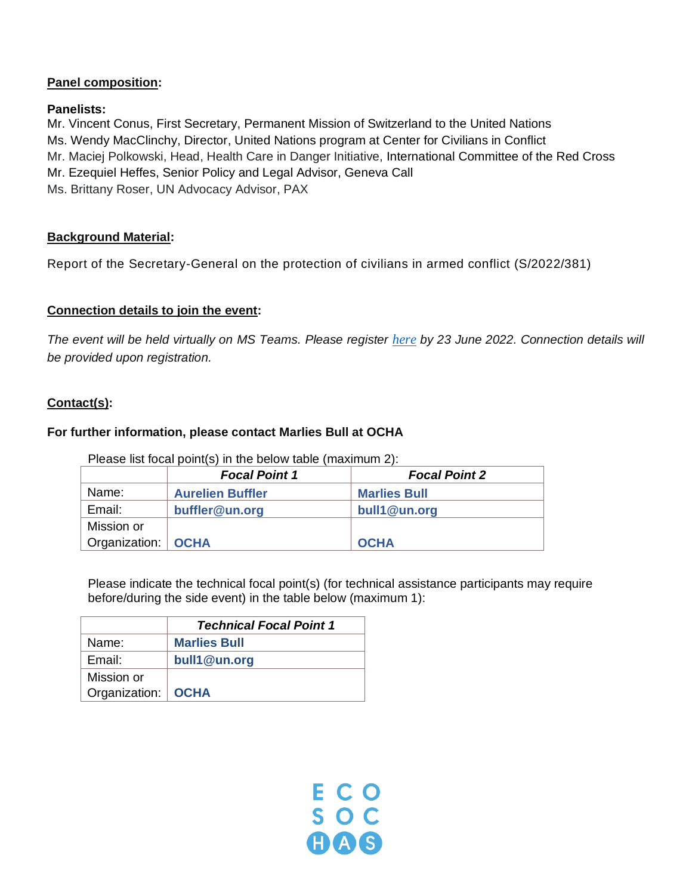**<u>Panel composition</u>:**

**Panelists:**
Mr. Vincent Conus, First Secretary, Permanent Mission of Switzerland to the United Nations
Ms. Wendy MacClinchy, Director, United Nations program at Center for Civilians in Conflict
Mr. Maciej Polkowski, Head, Health Care in Danger Initiative, International Committee of the Red Cross
Mr. Ezequiel Heffes, Senior Policy and Legal Advisor, Geneva Call
Ms. Brittany Roser, UN Advocacy Advisor, PAX

**<u>Background Material</u>:**

Report of the Secretary-General on the protection of civilians in armed conflict (S/2022/381)

**<u>Connection details to join the event</u>:**

*The event will be held virtually on MS Teams. Please register [here](here) by 23 June 2022. Connection details will be provided upon registration.*

**<u>Contact(s)</u>:**

**For further information, please contact Marlies Bull at OCHA**

Please list focal point(s) in the below table (maximum 2):

| | ***Focal Point 1*** | ***Focal Point 2*** |
|---|---|---|
| Name: | **Aurelien Buffler** | **Marlies Bull** |
| Email: | **buffler@un.org** | **bull1@un.org** |
| Mission or Organization: | **OCHA** | **OCHA** |

Please indicate the technical focal point(s) (for technical assistance participants may require before/during the side event) in the table below (maximum 1):

| | ***Technical Focal Point 1*** |
|---|---|
| Name: | **Marlies Bull** |
| Email: | **bull1@un.org** |
| Mission or Organization: | **OCHA** |

ECO SOC HAS